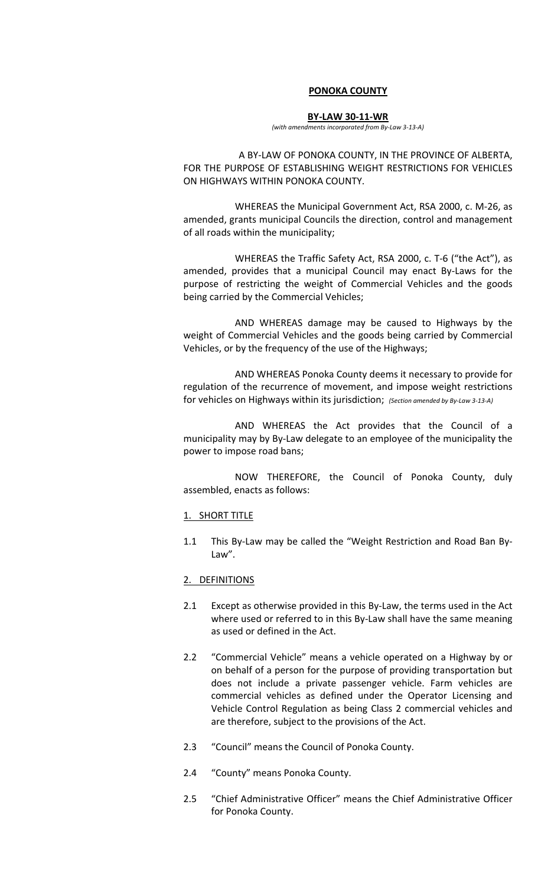# PONOKA COUNTY

## BY-LAW 30-11-WR

*(with amendments incorporated from By-Law 3-13-A)*

A BY-LAW OF PONOKA COUNTY, IN THE PROVINCE OF ALBERTA, FOR THE PURPOSE OF ESTABLISHING WEIGHT RESTRICTIONS FOR VEHICLES ON HIGHWAYS WITHIN PONOKA COUNTY.

WHEREAS the Municipal Government Act, RSA 2000, c. M-26, as amended, grants municipal Councils the direction, control and management of all roads within the municipality;

WHEREAS the Traffic Safety Act, RSA 2000, c. T-6 ("the Act"), as amended, provides that a municipal Council may enact By-Laws for the purpose of restricting the weight of Commercial Vehicles and the goods being carried by the Commercial Vehicles;

AND WHEREAS damage may be caused to Highways by the weight of Commercial Vehicles and the goods being carried by Commercial Vehicles, or by the frequency of the use of the Highways;

AND WHEREAS Ponoka County deems it necessary to provide for regulation of the recurrence of movement, and impose weight restrictions for vehicles on Highways within its jurisdiction; *(Section amended by By-Law 3-13-A)*

AND WHEREAS the Act provides that the Council of a municipality may by By-Law delegate to an employee of the municipality the power to impose road bans;

NOW THEREFORE, the Council of Ponoka County, duly assembled, enacts as follows:

### 1. SHORT TITLE

1.1 This By-Law may be called the "Weight Restriction and Road Ban By-Law".

### 2. DEFINITIONS

2.1 Except as otherwise provided in this By-Law, the terms used in the Act where used or referred to in this By-Law shall have the same meaning as used or defined in the Act.

2.2 "Commercial Vehicle" means a vehicle operated on a Highway by or on behalf of a person for the purpose of providing transportation but does not include a private passenger vehicle. Farm vehicles are commercial vehicles as defined under the Operator Licensing and Vehicle Control Regulation as being Class 2 commercial vehicles and are therefore, subject to the provisions of the Act.

2.3 "Council" means the Council of Ponoka County.

2.4 "County" means Ponoka County.

2.5 "Chief Administrative Officer" means the Chief Administrative Officer for Ponoka County.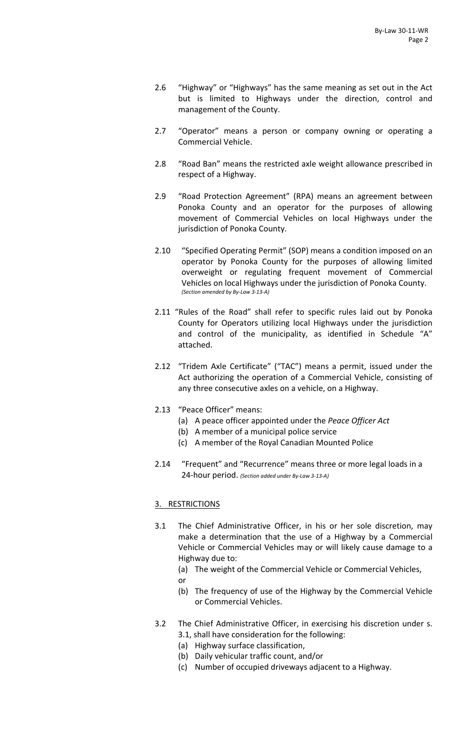2.6 "Highway" or "Highways" has the same meaning as set out in the Act but is limited to Highways under the direction, control and management of the County.

2.7 "Operator" means a person or company owning or operating a Commercial Vehicle.

2.8 "Road Ban" means the restricted axle weight allowance prescribed in respect of a Highway.

2.9 "Road Protection Agreement" (RPA) means an agreement between Ponoka County and an operator for the purposes of allowing movement of Commercial Vehicles on local Highways under the jurisdiction of Ponoka County.

2.10 "Specified Operating Permit" (SOP) means a condition imposed on an operator by Ponoka County for the purposes of allowing limited overweight or regulating frequent movement of Commercial Vehicles on local Highways under the jurisdiction of Ponoka County. *(Section amended by By-Law 3-13-A)*

2.11 "Rules of the Road" shall refer to specific rules laid out by Ponoka County for Operators utilizing local Highways under the jurisdiction and control of the municipality, as identified in Schedule "A" attached.

2.12 "Tridem Axle Certificate" ("TAC") means a permit, issued under the Act authorizing the operation of a Commercial Vehicle, consisting of any three consecutive axles on a vehicle, on a Highway.

2.13 "Peace Officer" means:

- (a) A peace officer appointed under the *Peace Officer Act*
- (b) A member of a municipal police service
- (c) A member of the Royal Canadian Mounted Police

2.14 "Frequent" and "Recurrence" means three or more legal loads in a 24-hour period. *(Section added under By-Law 3-13-A)*

## 3. RESTRICTIONS

3.1 The Chief Administrative Officer, in his or her sole discretion, may make a determination that the use of a Highway by a Commercial Vehicle or Commercial Vehicles may or will likely cause damage to a Highway due to:

- (a) The weight of the Commercial Vehicle or Commercial Vehicles, or
- (b) The frequency of use of the Highway by the Commercial Vehicle or Commercial Vehicles.

3.2 The Chief Administrative Officer, in exercising his discretion under s. 3.1, shall have consideration for the following:

- (a) Highway surface classification,
- (b) Daily vehicular traffic count, and/or
- (c) Number of occupied driveways adjacent to a Highway.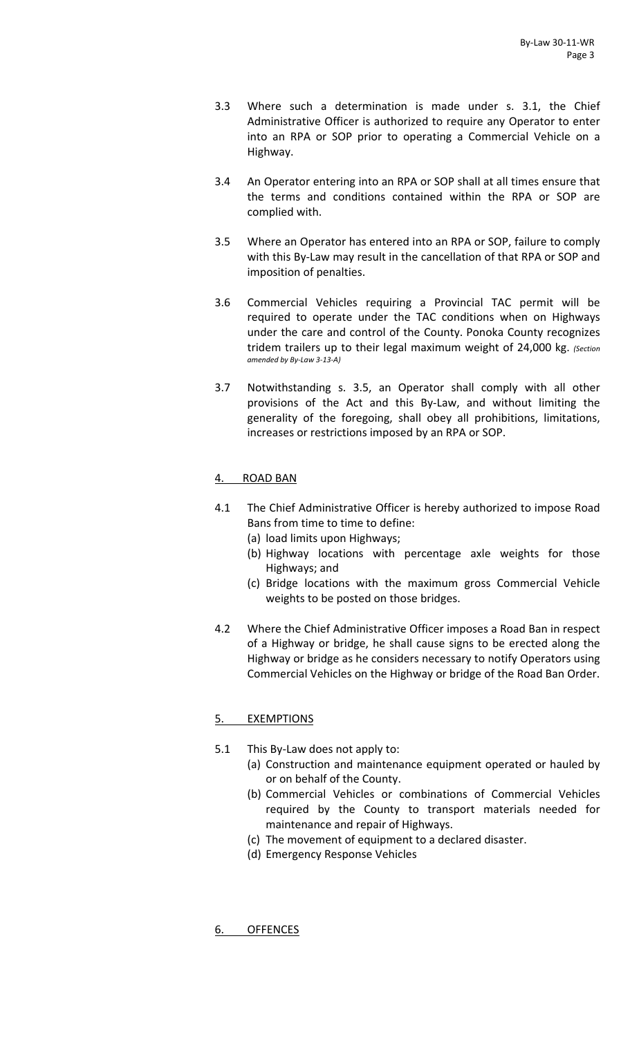3.3 Where such a determination is made under s. 3.1, the Chief Administrative Officer is authorized to require any Operator to enter into an RPA or SOP prior to operating a Commercial Vehicle on a Highway.

3.4 An Operator entering into an RPA or SOP shall at all times ensure that the terms and conditions contained within the RPA or SOP are complied with.

3.5 Where an Operator has entered into an RPA or SOP, failure to comply with this By-Law may result in the cancellation of that RPA or SOP and imposition of penalties.

3.6 Commercial Vehicles requiring a Provincial TAC permit will be required to operate under the TAC conditions when on Highways under the care and control of the County. Ponoka County recognizes tridem trailers up to their legal maximum weight of 24,000 kg. *(Section amended by By-Law 3-13-A)*

3.7 Notwithstanding s. 3.5, an Operator shall comply with all other provisions of the Act and this By-Law, and without limiting the generality of the foregoing, shall obey all prohibitions, limitations, increases or restrictions imposed by an RPA or SOP.

## 4. ROAD BAN

4.1 The Chief Administrative Officer is hereby authorized to impose Road Bans from time to time to define:

(a) load limits upon Highways;
(b) Highway locations with percentage axle weights for those Highways; and
(c) Bridge locations with the maximum gross Commercial Vehicle weights to be posted on those bridges.

4.2 Where the Chief Administrative Officer imposes a Road Ban in respect of a Highway or bridge, he shall cause signs to be erected along the Highway or bridge as he considers necessary to notify Operators using Commercial Vehicles on the Highway or bridge of the Road Ban Order.

## 5. EXEMPTIONS

5.1 This By-Law does not apply to:

(a) Construction and maintenance equipment operated or hauled by or on behalf of the County.
(b) Commercial Vehicles or combinations of Commercial Vehicles required by the County to transport materials needed for maintenance and repair of Highways.
(c) The movement of equipment to a declared disaster.
(d) Emergency Response Vehicles

## 6. OFFENCES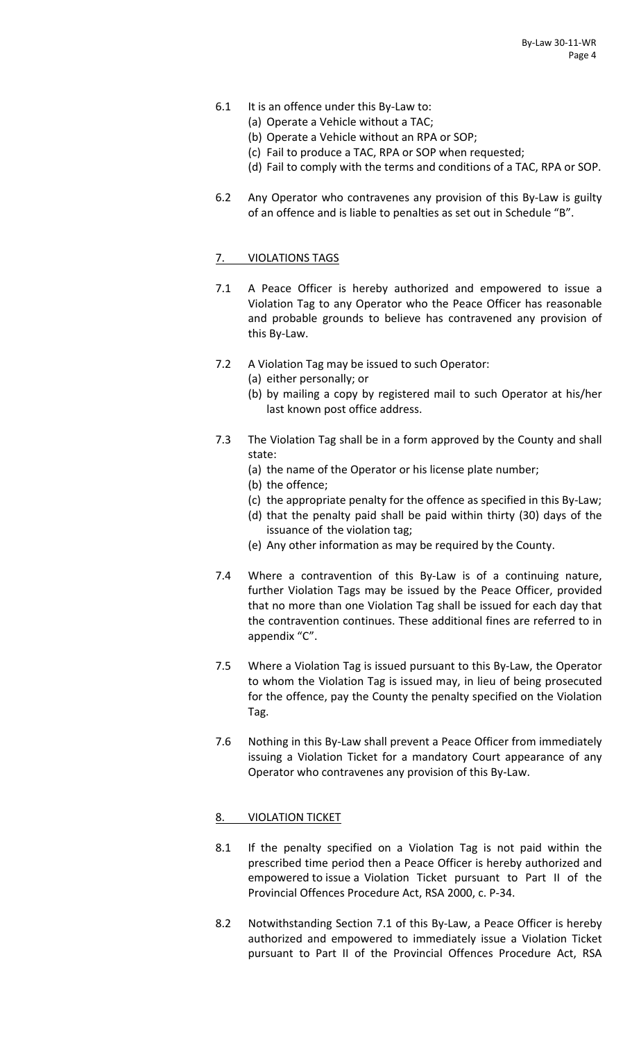6.1 It is an offence under this By-Law to:
   (a) Operate a Vehicle without a TAC;
   (b) Operate a Vehicle without an RPA or SOP;
   (c) Fail to produce a TAC, RPA or SOP when requested;
   (d) Fail to comply with the terms and conditions of a TAC, RPA or SOP.

6.2 Any Operator who contravenes any provision of this By-Law is guilty of an offence and is liable to penalties as set out in Schedule "B".

## 7. VIOLATIONS TAGS

7.1 A Peace Officer is hereby authorized and empowered to issue a Violation Tag to any Operator who the Peace Officer has reasonable and probable grounds to believe has contravened any provision of this By-Law.

7.2 A Violation Tag may be issued to such Operator:
   (a) either personally; or
   (b) by mailing a copy by registered mail to such Operator at his/her last known post office address.

7.3 The Violation Tag shall be in a form approved by the County and shall state:
   (a) the name of the Operator or his license plate number;
   (b) the offence;
   (c) the appropriate penalty for the offence as specified in this By-Law;
   (d) that the penalty paid shall be paid within thirty (30) days of the issuance of the violation tag;
   (e) Any other information as may be required by the County.

7.4 Where a contravention of this By-Law is of a continuing nature, further Violation Tags may be issued by the Peace Officer, provided that no more than one Violation Tag shall be issued for each day that the contravention continues. These additional fines are referred to in appendix "C".

7.5 Where a Violation Tag is issued pursuant to this By-Law, the Operator to whom the Violation Tag is issued may, in lieu of being prosecuted for the offence, pay the County the penalty specified on the Violation Tag.

7.6 Nothing in this By-Law shall prevent a Peace Officer from immediately issuing a Violation Ticket for a mandatory Court appearance of any Operator who contravenes any provision of this By-Law.

## 8. VIOLATION TICKET

8.1 If the penalty specified on a Violation Tag is not paid within the prescribed time period then a Peace Officer is hereby authorized and empowered to issue a Violation Ticket pursuant to Part II of the Provincial Offences Procedure Act, RSA 2000, c. P-34.

8.2 Notwithstanding Section 7.1 of this By-Law, a Peace Officer is hereby authorized and empowered to immediately issue a Violation Ticket pursuant to Part II of the Provincial Offences Procedure Act, RSA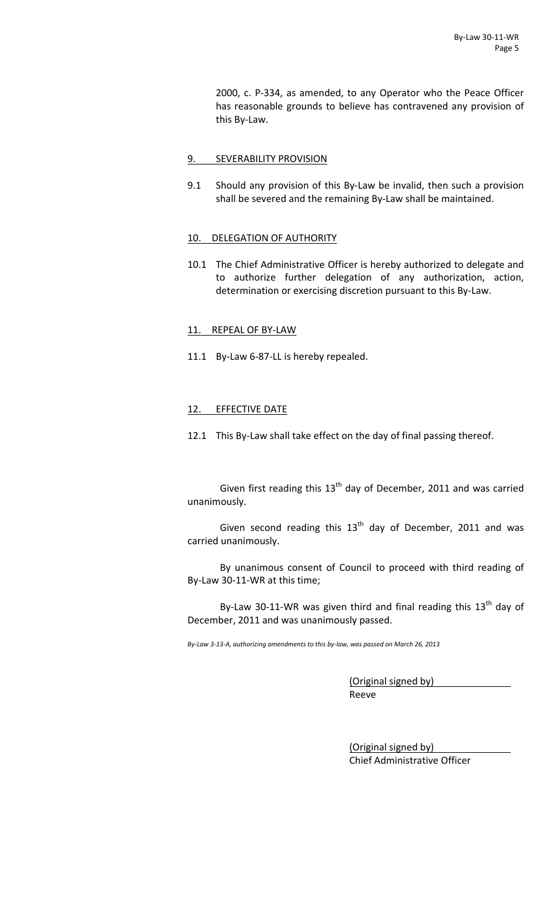2000, c. P-334, as amended, to any Operator who the Peace Officer has reasonable grounds to believe has contravened any provision of this By-Law.

## 9. SEVERABILITY PROVISION

9.1 Should any provision of this By-Law be invalid, then such a provision shall be severed and the remaining By-Law shall be maintained.

## 10. DELEGATION OF AUTHORITY

10.1 The Chief Administrative Officer is hereby authorized to delegate and to authorize further delegation of any authorization, action, determination or exercising discretion pursuant to this By-Law.

## 11. REPEAL OF BY-LAW

11.1 By-Law 6-87-LL is hereby repealed.

## 12. EFFECTIVE DATE

12.1 This By-Law shall take effect on the day of final passing thereof.

Given first reading this 13th day of December, 2011 and was carried unanimously.

Given second reading this 13th day of December, 2011 and was carried unanimously.

By unanimous consent of Council to proceed with third reading of By-Law 30-11-WR at this time;

By-Law 30-11-WR was given third and final reading this 13th day of December, 2011 and was unanimously passed.

*By-Law 3-13-A, authorizing amendments to this by-law, was passed on March 26, 2013*

(Original signed by)
Reeve

(Original signed by)
Chief Administrative Officer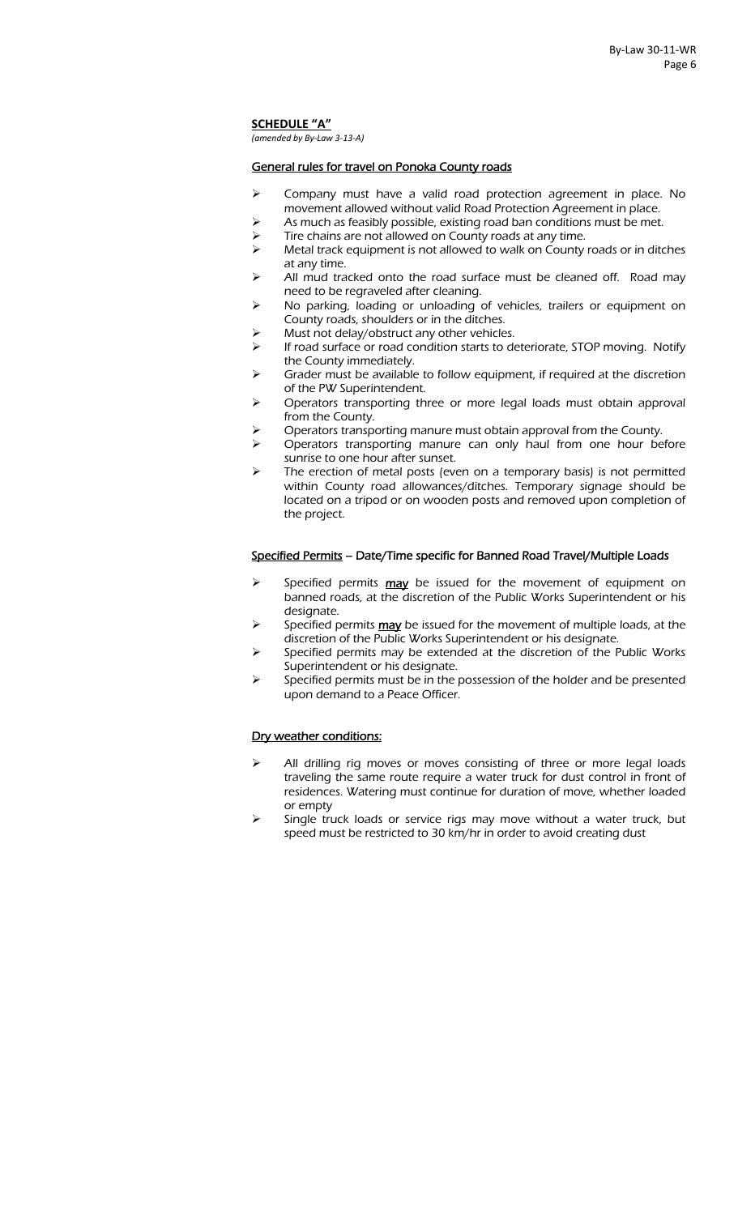## SCHEDULE "A"

*(amended by By-Law 3-13-A)*

### General rules for travel on Ponoka County roads

- Company must have a valid road protection agreement in place. No movement allowed without valid Road Protection Agreement in place.
- As much as feasibly possible, existing road ban conditions must be met.
- Tire chains are not allowed on County roads at any time.
- Metal track equipment is not allowed to walk on County roads or in ditches at any time.
- All mud tracked onto the road surface must be cleaned off. Road may need to be regraveled after cleaning.
- No parking, loading or unloading of vehicles, trailers or equipment on County roads, shoulders or in the ditches.
- Must not delay/obstruct any other vehicles.
- If road surface or road condition starts to deteriorate, STOP moving. Notify the County immediately.
- Grader must be available to follow equipment, if required at the discretion of the PW Superintendent.
- Operators transporting three or more legal loads must obtain approval from the County.
- Operators transporting manure must obtain approval from the County.
- Operators transporting manure can only haul from one hour before sunrise to one hour after sunset.
- The erection of metal posts (even on a temporary basis) is not permitted within County road allowances/ditches. Temporary signage should be located on a tripod or on wooden posts and removed upon completion of the project.

### Specified Permits – Date/Time specific for Banned Road Travel/Multiple Loads

- Specified permits **may** be issued for the movement of equipment on banned roads, at the discretion of the Public Works Superintendent or his designate.
- Specified permits **may** be issued for the movement of multiple loads, at the discretion of the Public Works Superintendent or his designate.
- Specified permits may be extended at the discretion of the Public Works Superintendent or his designate.
- Specified permits must be in the possession of the holder and be presented upon demand to a Peace Officer.

### Dry weather conditions:

- All drilling rig moves or moves consisting of three or more legal loads traveling the same route require a water truck for dust control in front of residences. Watering must continue for duration of move, whether loaded or empty
- Single truck loads or service rigs may move without a water truck, but speed must be restricted to 30 km/hr in order to avoid creating dust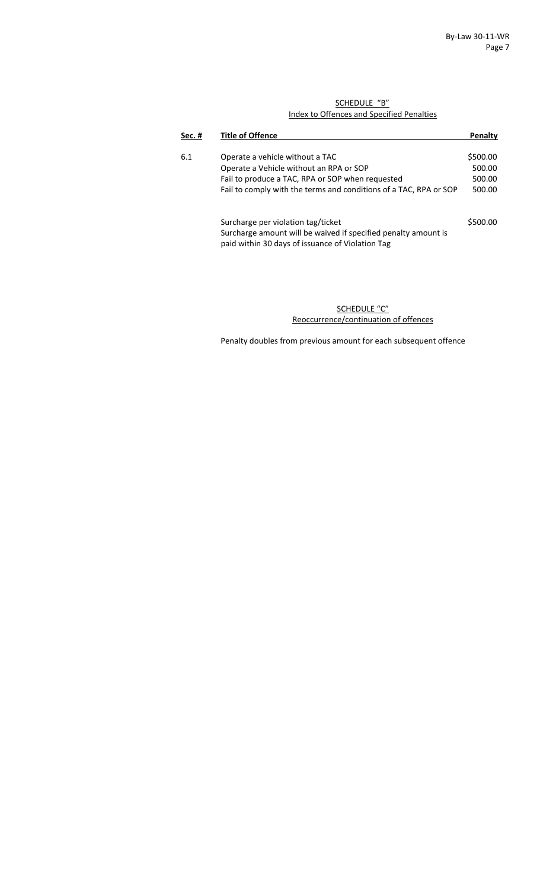## SCHEDULE "B"
### Index to Offences and Specified Penalties

| Sec. # | Title of Offence | Penalty |
|---|---|---|
| 6.1 | Operate a vehicle without a TAC | $500.00 |
| | Operate a Vehicle without an RPA or SOP | 500.00 |
| | Fail to produce a TAC, RPA or SOP when requested | 500.00 |
| | Fail to comply with the terms and conditions of a TAC, RPA or SOP | 500.00 |
| | Surcharge per violation tag/ticket<br>Surcharge amount will be waived if specified penalty amount is paid within 30 days of issuance of Violation Tag | $500.00 |

## SCHEDULE "C"
### Reoccurrence/continuation of offences

Penalty doubles from previous amount for each subsequent offence